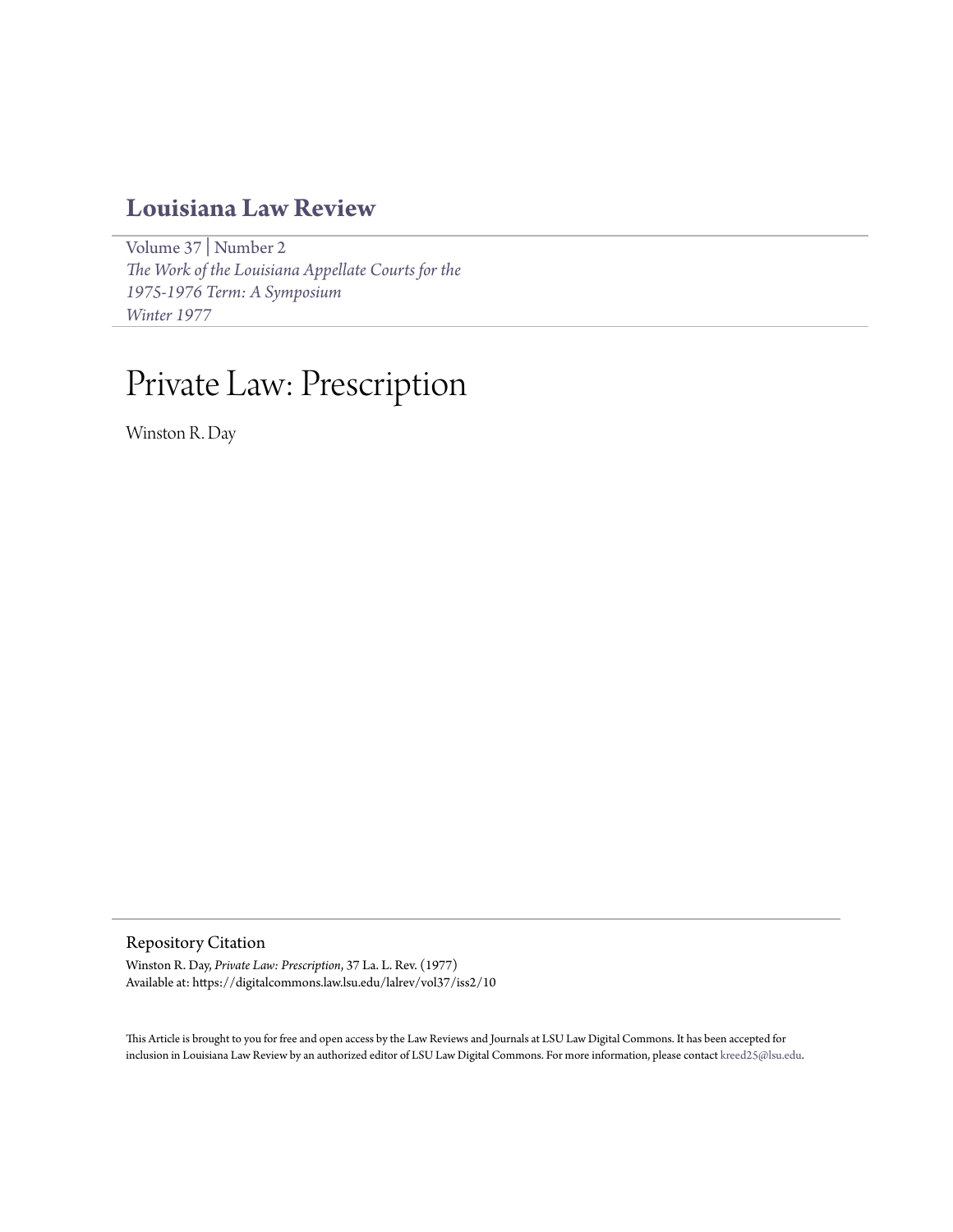# Louisiana Law Review

Volume 37 | Number 2
*The Work of the Louisiana Appellate Courts for the 1975-1976 Term: A Symposium*
*Winter 1977*

# Private Law: Prescription

Winston R. Day

## Repository Citation

Winston R. Day, *Private Law: Prescription*, 37 La. L. Rev. (1977)
Available at: https://digitalcommons.law.lsu.edu/lalrev/vol37/iss2/10

This Article is brought to you for free and open access by the Law Reviews and Journals at LSU Law Digital Commons. It has been accepted for inclusion in Louisiana Law Review by an authorized editor of LSU Law Digital Commons. For more information, please contact kreed25@lsu.edu.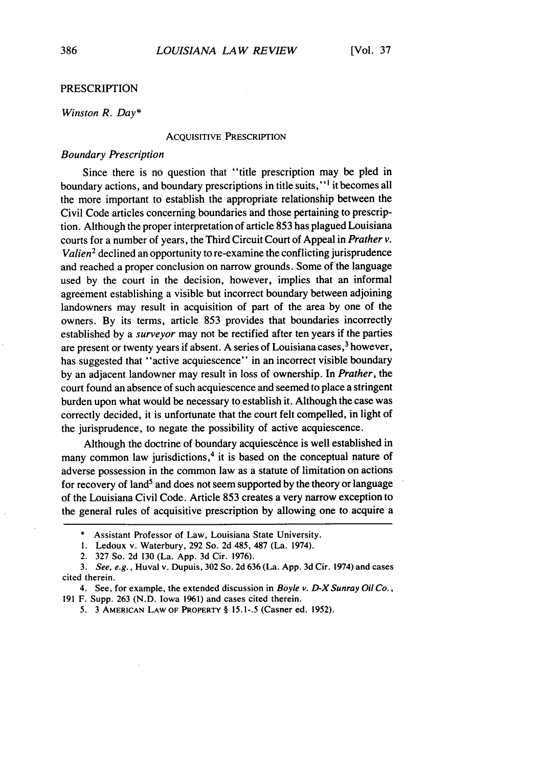## PRESCRIPTION

*Winston R. Day**

### ACQUISITIVE PRESCRIPTION

#### *Boundary Prescription*

Since there is no question that "title prescription may be pled in boundary actions, and boundary prescriptions in title suits,"[1] it becomes all the more important to establish the appropriate relationship between the Civil Code articles concerning boundaries and those pertaining to prescription. Although the proper interpretation of article 853 has plagued Louisiana courts for a number of years, the Third Circuit Court of Appeal in *Prather v. Valien*[2] declined an opportunity to re-examine the conflicting jurisprudence and reached a proper conclusion on narrow grounds. Some of the language used by the court in the decision, however, implies that an informal agreement establishing a visible but incorrect boundary between adjoining landowners may result in acquisition of part of the area by one of the owners. By its terms, article 853 provides that boundaries incorrectly established by a *surveyor* may not be rectified after ten years if the parties are present or twenty years if absent. A series of Louisiana cases,[3] however, has suggested that "active acquiescence" in an incorrect visible boundary by an adjacent landowner may result in loss of ownership. In *Prather*, the court found an absence of such acquiescence and seemed to place a stringent burden upon what would be necessary to establish it. Although the case was correctly decided, it is unfortunate that the court felt compelled, in light of the jurisprudence, to negate the possibility of active acquiescence.

Although the doctrine of boundary acquiescence is well established in many common law jurisdictions,[4] it is based on the conceptual nature of adverse possession in the common law as a statute of limitation on actions for recovery of land[5] and does not seem supported by the theory or language of the Louisiana Civil Code. Article 853 creates a very narrow exception to the general rules of acquisitive prescription by allowing one to acquire a

---

\* Assistant Professor of Law, Louisiana State University.

1. Ledoux v. Waterbury, 292 So. 2d 485, 487 (La. 1974).

2. 327 So. 2d 130 (La. App. 3d Cir. 1976).

3. *See, e.g.*, Huval v. Dupuis, 302 So. 2d 636 (La. App. 3d Cir. 1974) and cases cited therein.

4. See, for example, the extended discussion in *Boyle v. D-X Sunray Oil Co.*, 191 F. Supp. 263 (N.D. Iowa 1961) and cases cited therein.

5. 3 AMERICAN LAW OF PROPERTY § 15.1-.5 (Casner ed. 1952).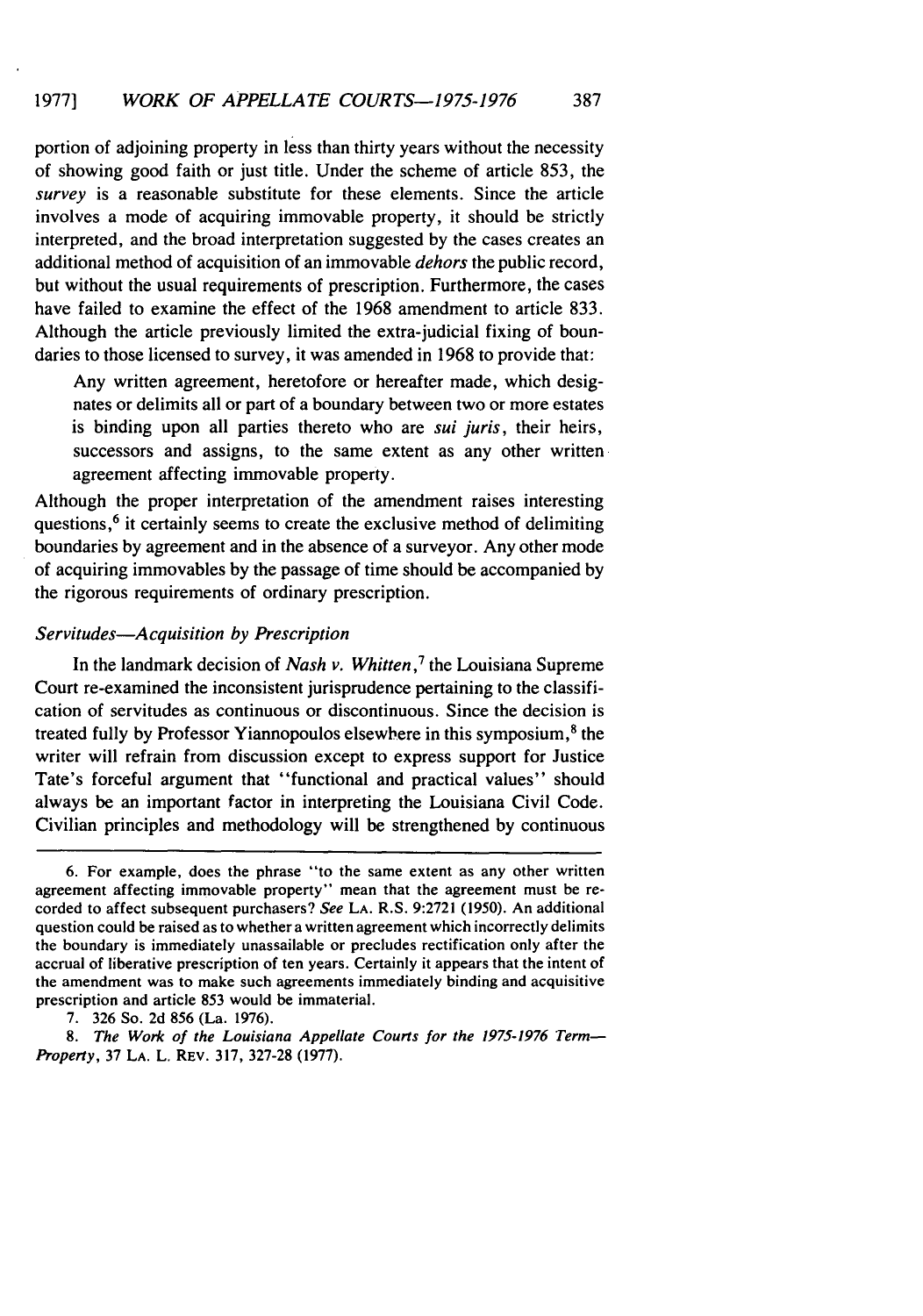portion of adjoining property in less than thirty years without the necessity of showing good faith or just title. Under the scheme of article 853, the *survey* is a reasonable substitute for these elements. Since the article involves a mode of acquiring immovable property, it should be strictly interpreted, and the broad interpretation suggested by the cases creates an additional method of acquisition of an immovable *dehors* the public record, but without the usual requirements of prescription. Furthermore, the cases have failed to examine the effect of the 1968 amendment to article 833. Although the article previously limited the extra-judicial fixing of boundaries to those licensed to survey, it was amended in 1968 to provide that:

> Any written agreement, heretofore or hereafter made, which designates or delimits all or part of a boundary between two or more estates is binding upon all parties thereto who are *sui juris*, their heirs, successors and assigns, to the same extent as any other written agreement affecting immovable property.

Although the proper interpretation of the amendment raises interesting questions,[6] it certainly seems to create the exclusive method of delimiting boundaries by agreement and in the absence of a surveyor. Any other mode of acquiring immovables by the passage of time should be accompanied by the rigorous requirements of ordinary prescription.

### *Servitudes—Acquisition by Prescription*

In the landmark decision of *Nash v. Whitten*,[7] the Louisiana Supreme Court re-examined the inconsistent jurisprudence pertaining to the classification of servitudes as continuous or discontinuous. Since the decision is treated fully by Professor Yiannopoulos elsewhere in this symposium,[8] the writer will refrain from discussion except to express support for Justice Tate's forceful argument that "functional and practical values" should always be an important factor in interpreting the Louisiana Civil Code. Civilian principles and methodology will be strengthened by continuous

---

6. For example, does the phrase "to the same extent as any other written agreement affecting immovable property" mean that the agreement must be recorded to affect subsequent purchasers? *See* LA. R.S. 9:2721 (1950). An additional question could be raised as to whether a written agreement which incorrectly delimits the boundary is immediately unassailable or precludes rectification only after the accrual of liberative prescription of ten years. Certainly it appears that the intent of the amendment was to make such agreements immediately binding and acquisitive prescription and article 853 would be immaterial.

7. 326 So. 2d 856 (La. 1976).

8. *The Work of the Louisiana Appellate Courts for the 1975-1976 Term—Property*, 37 LA. L. REV. 317, 327-28 (1977).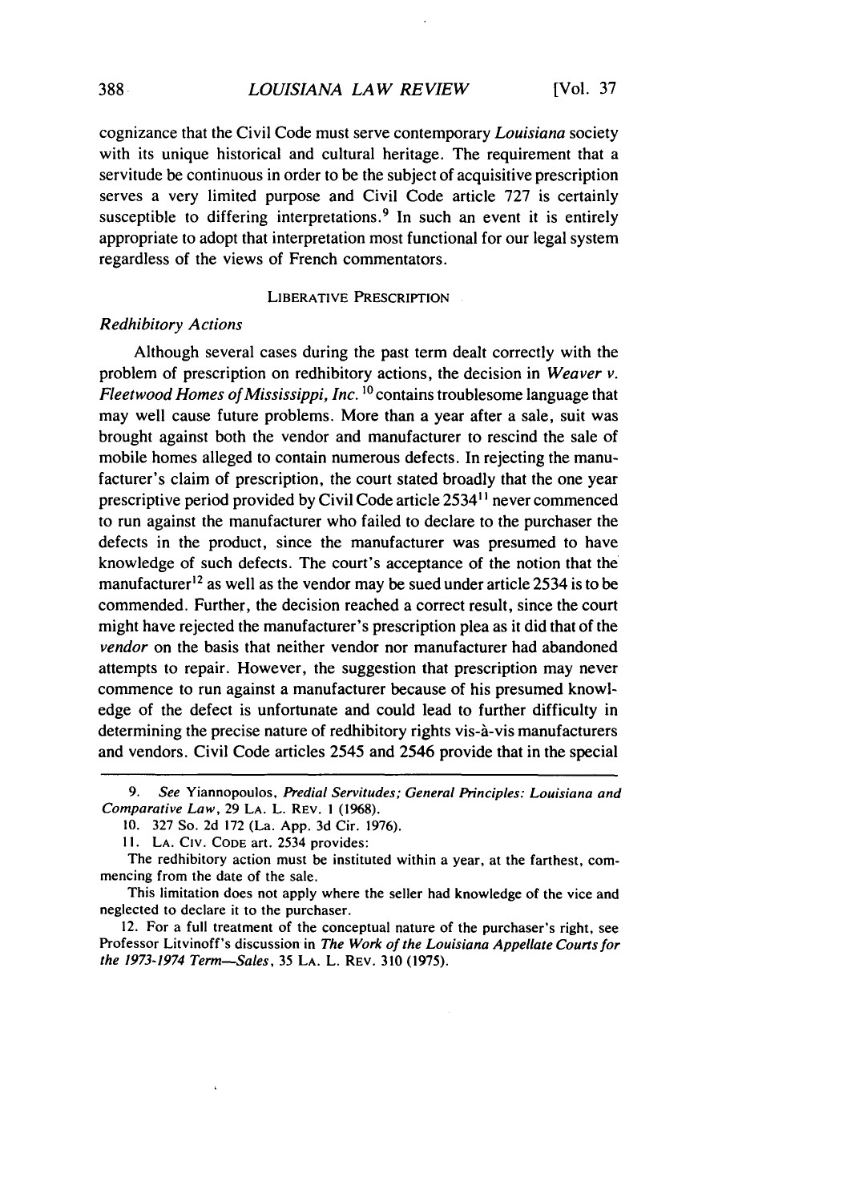cognizance that the Civil Code must serve contemporary *Louisiana* society with its unique historical and cultural heritage. The requirement that a servitude be continuous in order to be the subject of acquisitive prescription serves a very limited purpose and Civil Code article 727 is certainly susceptible to differing interpretations.[9] In such an event it is entirely appropriate to adopt that interpretation most functional for our legal system regardless of the views of French commentators.

## LIBERATIVE PRESCRIPTION

### *Redhibitory Actions*

Although several cases during the past term dealt correctly with the problem of prescription on redhibitory actions, the decision in *Weaver v. Fleetwood Homes of Mississippi, Inc.*[10] contains troublesome language that may well cause future problems. More than a year after a sale, suit was brought against both the vendor and manufacturer to rescind the sale of mobile homes alleged to contain numerous defects. In rejecting the manufacturer's claim of prescription, the court stated broadly that the one year prescriptive period provided by Civil Code article 2534[11] never commenced to run against the manufacturer who failed to declare to the purchaser the defects in the product, since the manufacturer was presumed to have knowledge of such defects. The court's acceptance of the notion that the manufacturer[12] as well as the vendor may be sued under article 2534 is to be commended. Further, the decision reached a correct result, since the court might have rejected the manufacturer's prescription plea as it did that of the *vendor* on the basis that neither vendor nor manufacturer had abandoned attempts to repair. However, the suggestion that prescription may never commence to run against a manufacturer because of his presumed knowledge of the defect is unfortunate and could lead to further difficulty in determining the precise nature of redhibitory rights vis-à-vis manufacturers and vendors. Civil Code articles 2545 and 2546 provide that in the special

---

9. *See* Yiannopoulos, *Predial Servitudes; General Principles: Louisiana and Comparative Law*, 29 LA. L. REV. 1 (1968).

10. 327 So. 2d 172 (La. App. 3d Cir. 1976).

11. LA. CIV. CODE art. 2534 provides:

The redhibitory action must be instituted within a year, at the farthest, commencing from the date of the sale.

This limitation does not apply where the seller had knowledge of the vice and neglected to declare it to the purchaser.

12. For a full treatment of the conceptual nature of the purchaser's right, see Professor Litvinoff's discussion in *The Work of the Louisiana Appellate Courts for the 1973-1974 Term—Sales*, 35 LA. L. REV. 310 (1975).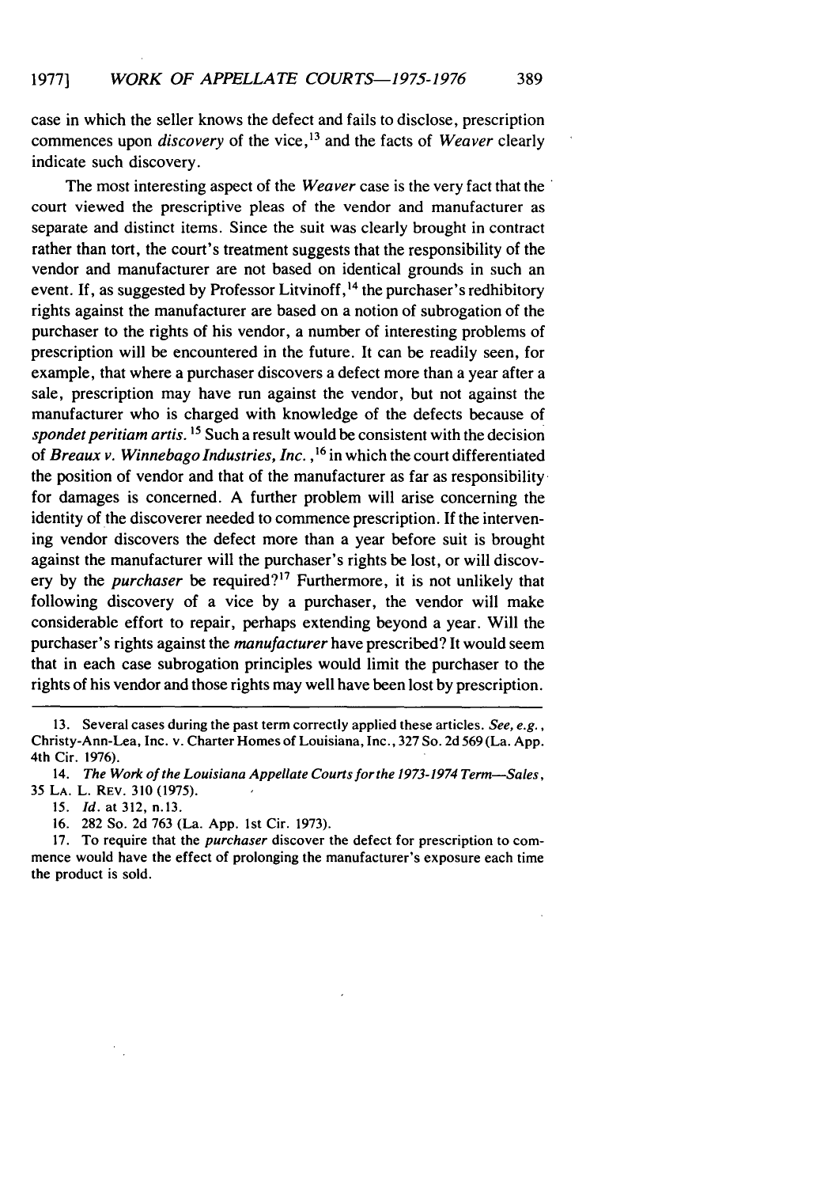case in which the seller knows the defect and fails to disclose, prescription commences upon *discovery* of the vice,[13] and the facts of *Weaver* clearly indicate such discovery.

The most interesting aspect of the *Weaver* case is the very fact that the court viewed the prescriptive pleas of the vendor and manufacturer as separate and distinct items. Since the suit was clearly brought in contract rather than tort, the court's treatment suggests that the responsibility of the vendor and manufacturer are not based on identical grounds in such an event. If, as suggested by Professor Litvinoff,[14] the purchaser's redhibitory rights against the manufacturer are based on a notion of subrogation of the purchaser to the rights of his vendor, a number of interesting problems of prescription will be encountered in the future. It can be readily seen, for example, that where a purchaser discovers a defect more than a year after a sale, prescription may have run against the vendor, but not against the manufacturer who is charged with knowledge of the defects because of *spondet peritiam artis.*[15] Such a result would be consistent with the decision of *Breaux v. Winnebago Industries, Inc.*,[16] in which the court differentiated the position of vendor and that of the manufacturer as far as responsibility for damages is concerned. A further problem will arise concerning the identity of the discoverer needed to commence prescription. If the intervening vendor discovers the defect more than a year before suit is brought against the manufacturer will the purchaser's rights be lost, or will discovery by the *purchaser* be required?[17] Furthermore, it is not unlikely that following discovery of a vice by a purchaser, the vendor will make considerable effort to repair, perhaps extending beyond a year. Will the purchaser's rights against the *manufacturer* have prescribed? It would seem that in each case subrogation principles would limit the purchaser to the rights of his vendor and those rights may well have been lost by prescription.

---

13. Several cases during the past term correctly applied these articles. *See, e.g.*, Christy-Ann-Lea, Inc. v. Charter Homes of Louisiana, Inc., 327 So. 2d 569 (La. App. 4th Cir. 1976).

14. *The Work of the Louisiana Appellate Courts for the 1973-1974 Term—Sales*, 35 LA. L. REV. 310 (1975).

15. *Id.* at 312, n.13.

16. 282 So. 2d 763 (La. App. 1st Cir. 1973).

17. To require that the *purchaser* discover the defect for prescription to commence would have the effect of prolonging the manufacturer's exposure each time the product is sold.